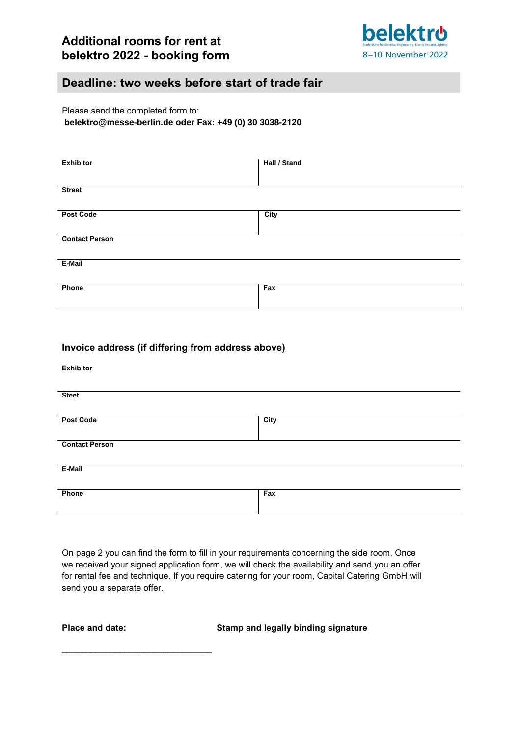# Additional rooms for rent at belektro 2022 - booking form

belektro
Trade Show for Electrical Engineering, Electronics and Lighting
8–10 November 2022

## Deadline: two weeks before start of trade fair

Please send the completed form to:
**belektro@messe-berlin.de oder Fax: +49 (0) 30 3038-2120**

| **Exhibitor** | **Hall / Stand** |
|---|---|
| **Street** | |
| **Post Code** | **City** |
| **Contact Person** | |
| **E-Mail** | |
| **Phone** | **Fax** |

### Invoice address (if differing from address above)

| **Exhibitor** | |
|---|---|
| **Steet** | |
| **Post Code** | **City** |
| **Contact Person** | |
| **E-Mail** | |
| **Phone** | **Fax** |

On page 2 you can find the form to fill in your requirements concerning the side room. Once we received your signed application form, we will check the availability and send you an offer for rental fee and technique. If you require catering for your room, Capital Catering GmbH will send you a separate offer.

**Place and date:** **Stamp and legally binding signature**

_______________________________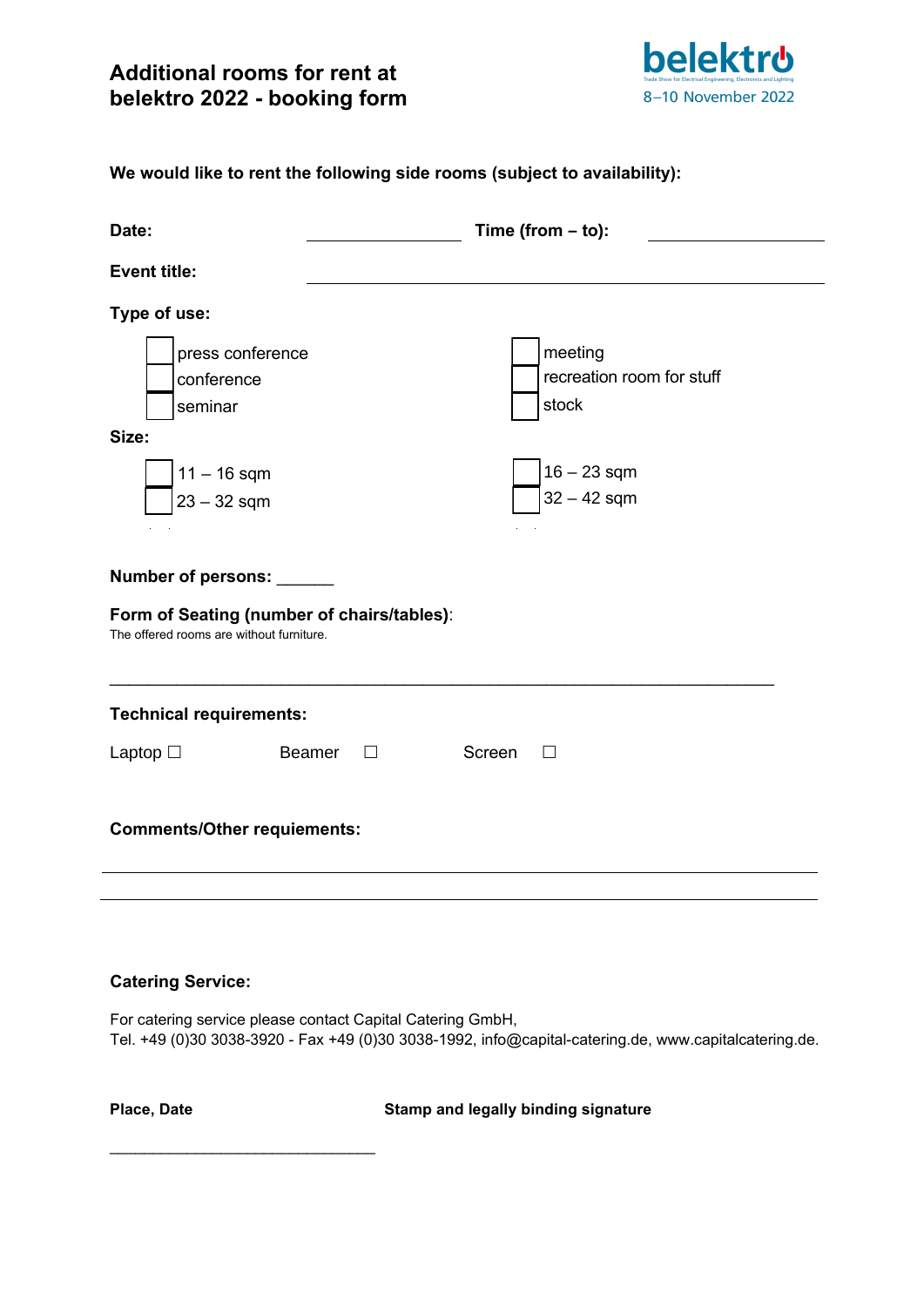# Additional rooms for rent at belektro 2022 - booking form

belektro
Trade Show for Electrical Engineering, Electronics and Lighting
8–10 November 2022

**We would like to rent the following side rooms (subject to availability):**

**Date:** ________________ **Time (from – to):** ________________

**Event title:** ______________________________________________

**Type of use:**

- ☐ press conference
- ☐ conference
- ☐ seminar
- ☐ meeting
- ☐ recreation room for stuff
- ☐ stock

**Size:**

- ☐ 11 – 16 sqm
- ☐ 23 – 32 sqm
- ☐ 16 – 23 sqm
- ☐ 32 – 42 sqm

**Number of persons:** ______

**Form of Seating (number of chairs/tables)**:
The offered rooms are without furniture.

______________________________________________________________________

**Technical requirements:**

Laptop ☐ Beamer ☐ Screen ☐

**Comments/Other requiements:**

______________________________________________________________________

______________________________________________________________________

**Catering Service:**

For catering service please contact Capital Catering GmbH,
Tel. +49 (0)30 3038-3920 - Fax +49 (0)30 3038-1992, info@capital-catering.de, www.capitalcatering.de.

**Place, Date** **Stamp and legally binding signature**

______________________________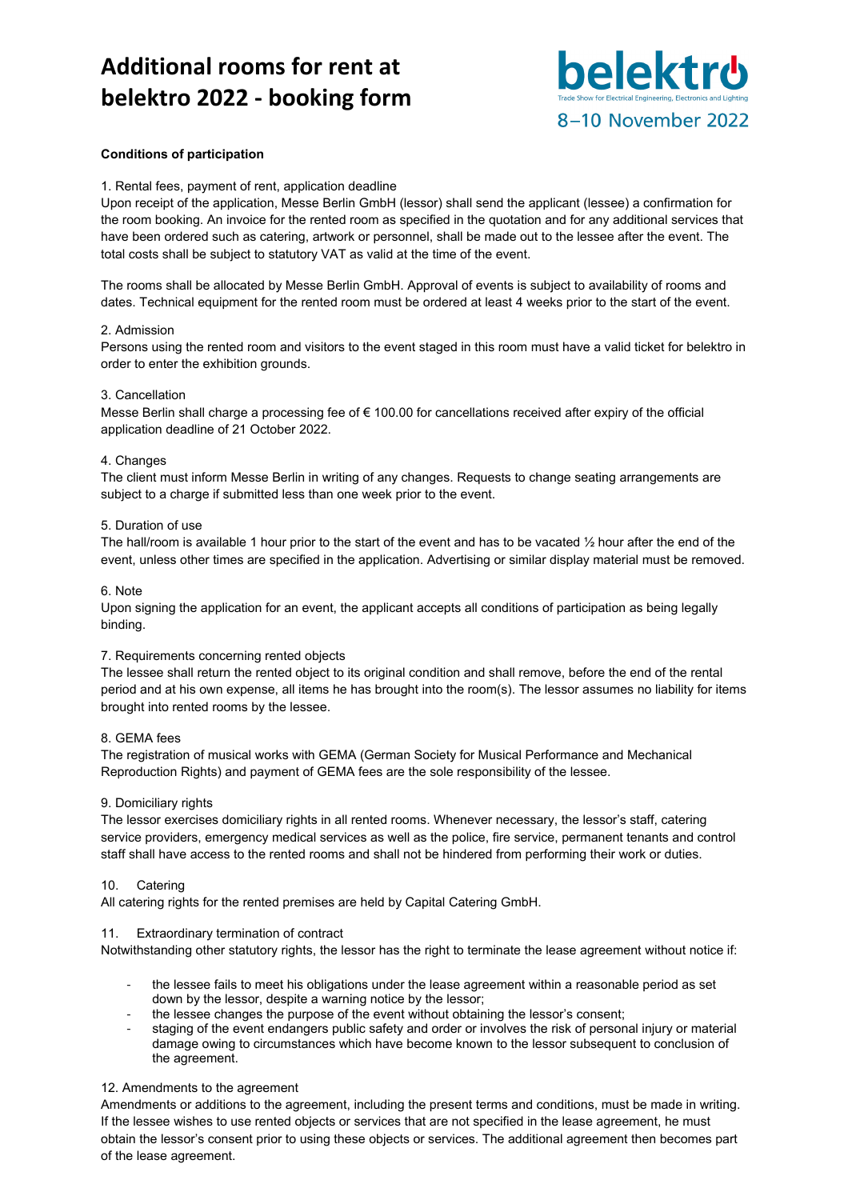# Additional rooms for rent at belektro 2022 - booking form

belektro
Trade Show for Electrical Engineering, Electronics and Lighting
8–10 November 2022

**Conditions of participation**

1. Rental fees, payment of rent, application deadline
Upon receipt of the application, Messe Berlin GmbH (lessor) shall send the applicant (lessee) a confirmation for the room booking. An invoice for the rented room as specified in the quotation and for any additional services that have been ordered such as catering, artwork or personnel, shall be made out to the lessee after the event. The total costs shall be subject to statutory VAT as valid at the time of the event.

The rooms shall be allocated by Messe Berlin GmbH. Approval of events is subject to availability of rooms and dates. Technical equipment for the rented room must be ordered at least 4 weeks prior to the start of the event.

2. Admission
Persons using the rented room and visitors to the event staged in this room must have a valid ticket for belektro in order to enter the exhibition grounds.

3. Cancellation
Messe Berlin shall charge a processing fee of € 100.00 for cancellations received after expiry of the official application deadline of 21 October 2022.

4. Changes
The client must inform Messe Berlin in writing of any changes. Requests to change seating arrangements are subject to a charge if submitted less than one week prior to the event.

5. Duration of use
The hall/room is available 1 hour prior to the start of the event and has to be vacated ½ hour after the end of the event, unless other times are specified in the application. Advertising or similar display material must be removed.

6. Note
Upon signing the application for an event, the applicant accepts all conditions of participation as being legally binding.

7. Requirements concerning rented objects
The lessee shall return the rented object to its original condition and shall remove, before the end of the rental period and at his own expense, all items he has brought into the room(s). The lessor assumes no liability for items brought into rented rooms by the lessee.

8. GEMA fees
The registration of musical works with GEMA (German Society for Musical Performance and Mechanical Reproduction Rights) and payment of GEMA fees are the sole responsibility of the lessee.

9. Domiciliary rights
The lessor exercises domiciliary rights in all rented rooms. Whenever necessary, the lessor's staff, catering service providers, emergency medical services as well as the police, fire service, permanent tenants and control staff shall have access to the rented rooms and shall not be hindered from performing their work or duties.

10. Catering
All catering rights for the rented premises are held by Capital Catering GmbH.

11. Extraordinary termination of contract
Notwithstanding other statutory rights, the lessor has the right to terminate the lease agreement without notice if:

- the lessee fails to meet his obligations under the lease agreement within a reasonable period as set down by the lessor, despite a warning notice by the lessor;
- the lessee changes the purpose of the event without obtaining the lessor's consent;
- staging of the event endangers public safety and order or involves the risk of personal injury or material damage owing to circumstances which have become known to the lessor subsequent to conclusion of the agreement.

12. Amendments to the agreement
Amendments or additions to the agreement, including the present terms and conditions, must be made in writing. If the lessee wishes to use rented objects or services that are not specified in the lease agreement, he must obtain the lessor's consent prior to using these objects or services. The additional agreement then becomes part of the lease agreement.